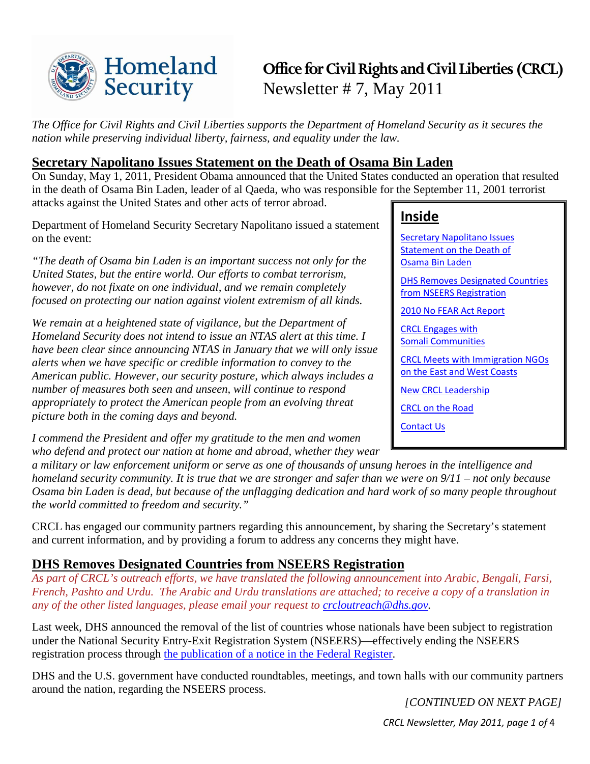# Office for Civil Rights and Civil Liberties (CRCL)

Newsletter # 7, May 2011

*The Office for Civil Rights and Civil Liberties supports the Department of Homeland Security as it secures the nation while preserving individual liberty, fairness, and equality under the law.*

**Inside**

- [Secretary Napolitano Issues Statement on the Death of Osama Bin Laden]
- [DHS Removes Designated Countries from NSEERS Registration]
- [2010 No FEAR Act Report]
- [CRCL Engages with Somali Communities]
- [CRCL Meets with Immigration NGOs on the East and West Coasts]
- [New CRCL Leadership]
- [CRCL on the Road]
- [Contact Us]

## Secretary Napolitano Issues Statement on the Death of Osama Bin Laden

On Sunday, May 1, 2011, President Obama announced that the United States conducted an operation that resulted in the death of Osama Bin Laden, leader of al Qaeda, who was responsible for the September 11, 2001 terrorist attacks against the United States and other acts of terror abroad.

Department of Homeland Security Secretary Napolitano issued a statement on the event:

*"The death of Osama bin Laden is an important success not only for the United States, but the entire world. Our efforts to combat terrorism, however, do not fixate on one individual, and we remain completely focused on protecting our nation against violent extremism of all kinds.*

*We remain at a heightened state of vigilance, but the Department of Homeland Security does not intend to issue an NTAS alert at this time. I have been clear since announcing NTAS in January that we will only issue alerts when we have specific or credible information to convey to the American public. However, our security posture, which always includes a number of measures both seen and unseen, will continue to respond appropriately to protect the American people from an evolving threat picture both in the coming days and beyond.*

*I commend the President and offer my gratitude to the men and women who defend and protect our nation at home and abroad, whether they wear a military or law enforcement uniform or serve as one of thousands of unsung heroes in the intelligence and homeland security community. It is true that we are stronger and safer than we were on 9/11 – not only because Osama bin Laden is dead, but because of the unflagging dedication and hard work of so many people throughout the world committed to freedom and security."*

CRCL has engaged our community partners regarding this announcement, by sharing the Secretary's statement and current information, and by providing a forum to address any concerns they might have.

## DHS Removes Designated Countries from NSEERS Registration

*As part of CRCL's outreach efforts, we have translated the following announcement into Arabic, Bengali, Farsi, French, Pashto and Urdu. The Arabic and Urdu translations are attached; to receive a copy of a translation in any of the other listed languages, please email your request to crcloutreach@dhs.gov.*

Last week, DHS announced the removal of the list of countries whose nationals have been subject to registration under the National Security Entry-Exit Registration System (NSEERS)—effectively ending the NSEERS registration process through [the publication of a notice in the Federal Register].

DHS and the U.S. government have conducted roundtables, meetings, and town halls with our community partners around the nation, regarding the NSEERS process.

*[CONTINUED ON NEXT PAGE]*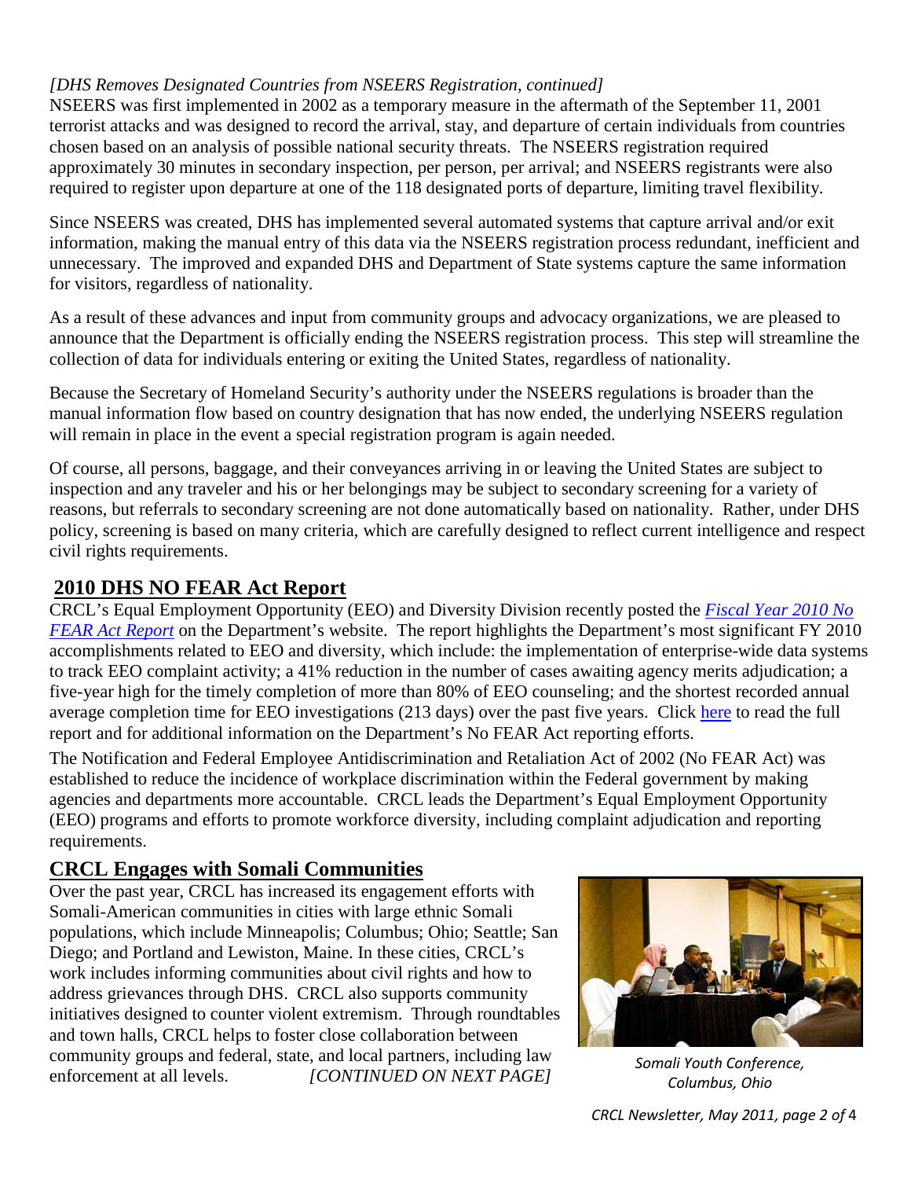*[DHS Removes Designated Countries from NSEERS Registration, continued]*

NSEERS was first implemented in 2002 as a temporary measure in the aftermath of the September 11, 2001 terrorist attacks and was designed to record the arrival, stay, and departure of certain individuals from countries chosen based on an analysis of possible national security threats. The NSEERS registration required approximately 30 minutes in secondary inspection, per person, per arrival; and NSEERS registrants were also required to register upon departure at one of the 118 designated ports of departure, limiting travel flexibility.

Since NSEERS was created, DHS has implemented several automated systems that capture arrival and/or exit information, making the manual entry of this data via the NSEERS registration process redundant, inefficient and unnecessary. The improved and expanded DHS and Department of State systems capture the same information for visitors, regardless of nationality.

As a result of these advances and input from community groups and advocacy organizations, we are pleased to announce that the Department is officially ending the NSEERS registration process. This step will streamline the collection of data for individuals entering or exiting the United States, regardless of nationality.

Because the Secretary of Homeland Security's authority under the NSEERS regulations is broader than the manual information flow based on country designation that has now ended, the underlying NSEERS regulation will remain in place in the event a special registration program is again needed.

Of course, all persons, baggage, and their conveyances arriving in or leaving the United States are subject to inspection and any traveler and his or her belongings may be subject to secondary screening for a variety of reasons, but referrals to secondary screening are not done automatically based on nationality. Rather, under DHS policy, screening is based on many criteria, which are carefully designed to reflect current intelligence and respect civil rights requirements.

## 2010 DHS NO FEAR Act Report

CRCL's Equal Employment Opportunity (EEO) and Diversity Division recently posted the *Fiscal Year 2010 No FEAR Act Report* on the Department's website. The report highlights the Department's most significant FY 2010 accomplishments related to EEO and diversity, which include: the implementation of enterprise-wide data systems to track EEO complaint activity; a 41% reduction in the number of cases awaiting agency merits adjudication; a five-year high for the timely completion of more than 80% of EEO counseling; and the shortest recorded annual average completion time for EEO investigations (213 days) over the past five years. Click here to read the full report and for additional information on the Department's No FEAR Act reporting efforts.

The Notification and Federal Employee Antidiscrimination and Retaliation Act of 2002 (No FEAR Act) was established to reduce the incidence of workplace discrimination within the Federal government by making agencies and departments more accountable. CRCL leads the Department's Equal Employment Opportunity (EEO) programs and efforts to promote workforce diversity, including complaint adjudication and reporting requirements.

## CRCL Engages with Somali Communities

Over the past year, CRCL has increased its engagement efforts with Somali-American communities in cities with large ethnic Somali populations, which include Minneapolis; Columbus; Ohio; Seattle; San Diego; and Portland and Lewiston, Maine. In these cities, CRCL's work includes informing communities about civil rights and how to address grievances through DHS. CRCL also supports community initiatives designed to counter violent extremism. Through roundtables and town halls, CRCL helps to foster close collaboration between community groups and federal, state, and local partners, including law enforcement at all levels. *[CONTINUED ON NEXT PAGE]*

*Somali Youth Conference, Columbus, Ohio*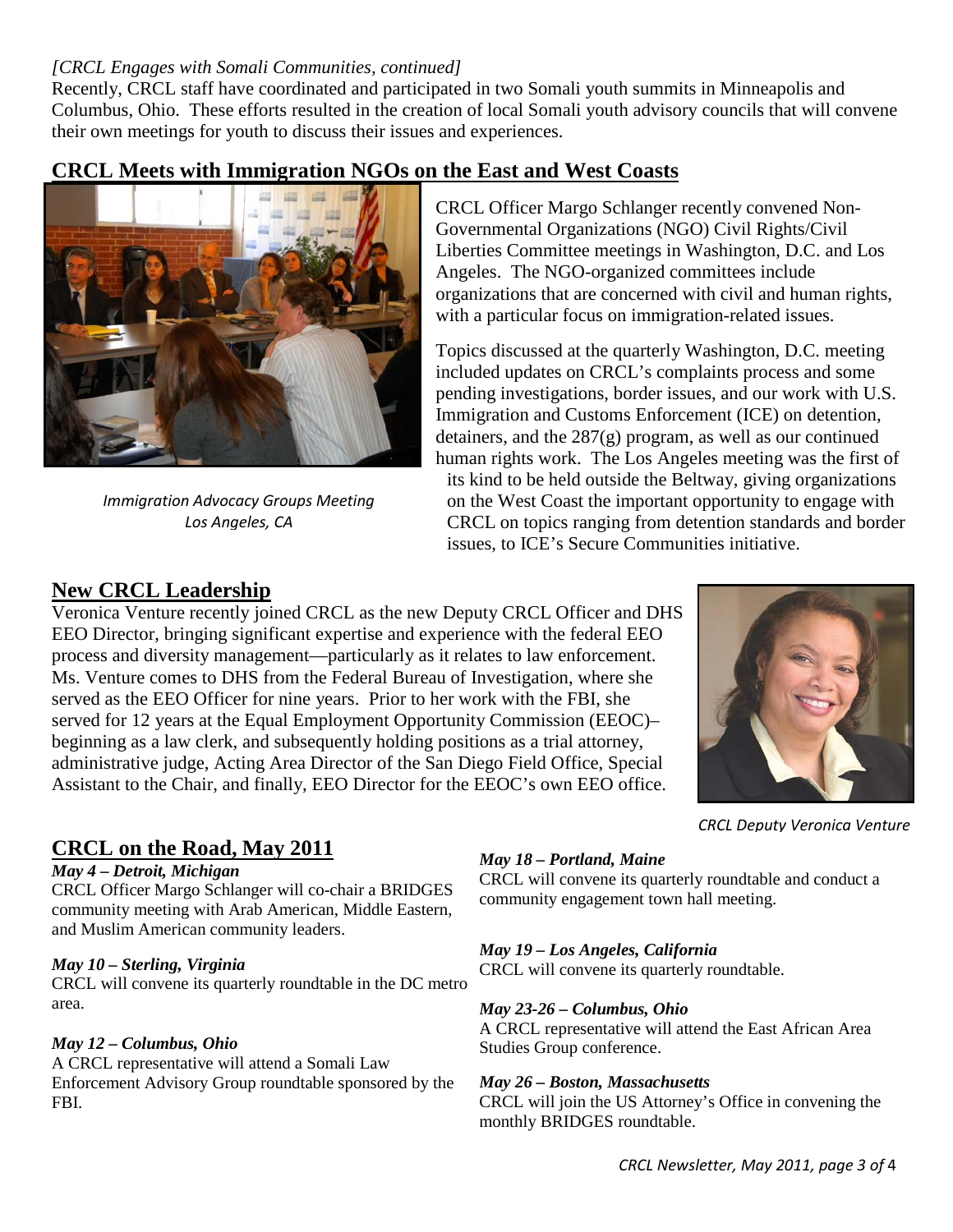*[CRCL Engages with Somali Communities, continued]*
Recently, CRCL staff have coordinated and participated in two Somali youth summits in Minneapolis and Columbus, Ohio. These efforts resulted in the creation of local Somali youth advisory councils that will convene their own meetings for youth to discuss their issues and experiences.

## CRCL Meets with Immigration NGOs on the East and West Coasts

*Immigration Advocacy Groups Meeting*
*Los Angeles, CA*

CRCL Officer Margo Schlanger recently convened Non-Governmental Organizations (NGO) Civil Rights/Civil Liberties Committee meetings in Washington, D.C. and Los Angeles. The NGO-organized committees include organizations that are concerned with civil and human rights, with a particular focus on immigration-related issues.

Topics discussed at the quarterly Washington, D.C. meeting included updates on CRCL's complaints process and some pending investigations, border issues, and our work with U.S. Immigration and Customs Enforcement (ICE) on detention, detainers, and the 287(g) program, as well as our continued human rights work. The Los Angeles meeting was the first of its kind to be held outside the Beltway, giving organizations on the West Coast the important opportunity to engage with CRCL on topics ranging from detention standards and border issues, to ICE's Secure Communities initiative.

## New CRCL Leadership

Veronica Venture recently joined CRCL as the new Deputy CRCL Officer and DHS EEO Director, bringing significant expertise and experience with the federal EEO process and diversity management—particularly as it relates to law enforcement. Ms. Venture comes to DHS from the Federal Bureau of Investigation, where she served as the EEO Officer for nine years. Prior to her work with the FBI, she served for 12 years at the Equal Employment Opportunity Commission (EEOC)–beginning as a law clerk, and subsequently holding positions as a trial attorney, administrative judge, Acting Area Director of the San Diego Field Office, Special Assistant to the Chair, and finally, EEO Director for the EEOC's own EEO office.

*CRCL Deputy Veronica Venture*

## CRCL on the Road, May 2011

***May 4 – Detroit, Michigan***
CRCL Officer Margo Schlanger will co-chair a BRIDGES community meeting with Arab American, Middle Eastern, and Muslim American community leaders.

***May 10 – Sterling, Virginia***
CRCL will convene its quarterly roundtable in the DC metro area.

***May 12 – Columbus, Ohio***
A CRCL representative will attend a Somali Law Enforcement Advisory Group roundtable sponsored by the FBI.

***May 18 – Portland, Maine***
CRCL will convene its quarterly roundtable and conduct a community engagement town hall meeting.

***May 19 – Los Angeles, California***
CRCL will convene its quarterly roundtable.

***May 23-26 – Columbus, Ohio***
A CRCL representative will attend the East African Area Studies Group conference.

***May 26 – Boston, Massachusetts***
CRCL will join the US Attorney's Office in convening the monthly BRIDGES roundtable.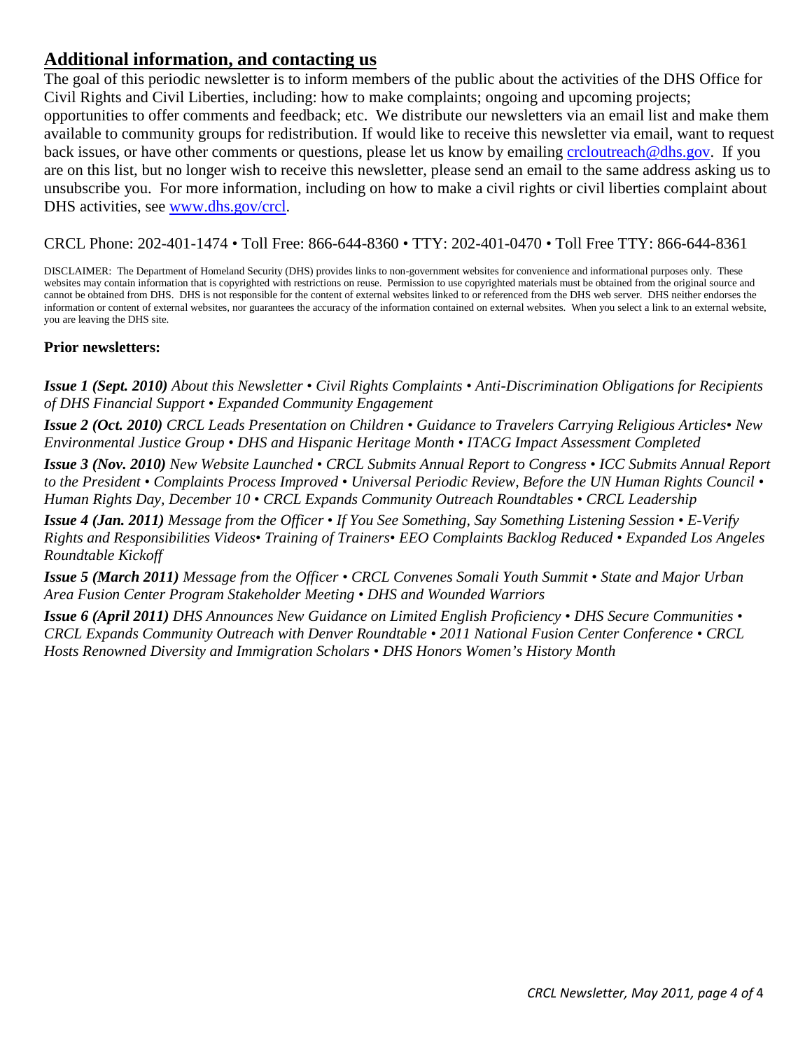## Additional information, and contacting us

The goal of this periodic newsletter is to inform members of the public about the activities of the DHS Office for Civil Rights and Civil Liberties, including: how to make complaints; ongoing and upcoming projects; opportunities to offer comments and feedback; etc. We distribute our newsletters via an email list and make them available to community groups for redistribution. If would like to receive this newsletter via email, want to request back issues, or have other comments or questions, please let us know by emailing crcloutreach@dhs.gov. If you are on this list, but no longer wish to receive this newsletter, please send an email to the same address asking us to unsubscribe you. For more information, including on how to make a civil rights or civil liberties complaint about DHS activities, see www.dhs.gov/crcl.

CRCL Phone: 202-401-1474 • Toll Free: 866-644-8360 • TTY: 202-401-0470 • Toll Free TTY: 866-644-8361

DISCLAIMER: The Department of Homeland Security (DHS) provides links to non-government websites for convenience and informational purposes only. These websites may contain information that is copyrighted with restrictions on reuse. Permission to use copyrighted materials must be obtained from the original source and cannot be obtained from DHS. DHS is not responsible for the content of external websites linked to or referenced from the DHS web server. DHS neither endorses the information or content of external websites, nor guarantees the accuracy of the information contained on external websites. When you select a link to an external website, you are leaving the DHS site.

**Prior newsletters:**

***Issue 1 (Sept. 2010)*** *About this Newsletter • Civil Rights Complaints • Anti-Discrimination Obligations for Recipients of DHS Financial Support • Expanded Community Engagement*

***Issue 2 (Oct. 2010)*** *CRCL Leads Presentation on Children • Guidance to Travelers Carrying Religious Articles• New Environmental Justice Group • DHS and Hispanic Heritage Month • ITACG Impact Assessment Completed*

***Issue 3 (Nov. 2010)*** *New Website Launched • CRCL Submits Annual Report to Congress • ICC Submits Annual Report to the President • Complaints Process Improved • Universal Periodic Review, Before the UN Human Rights Council • Human Rights Day, December 10 • CRCL Expands Community Outreach Roundtables • CRCL Leadership*

***Issue 4 (Jan. 2011)*** *Message from the Officer • If You See Something, Say Something Listening Session • E-Verify Rights and Responsibilities Videos• Training of Trainers• EEO Complaints Backlog Reduced • Expanded Los Angeles Roundtable Kickoff*

***Issue 5 (March 2011)*** *Message from the Officer • CRCL Convenes Somali Youth Summit • State and Major Urban Area Fusion Center Program Stakeholder Meeting • DHS and Wounded Warriors*

***Issue 6 (April 2011)*** *DHS Announces New Guidance on Limited English Proficiency • DHS Secure Communities • CRCL Expands Community Outreach with Denver Roundtable • 2011 National Fusion Center Conference • CRCL Hosts Renowned Diversity and Immigration Scholars • DHS Honors Women's History Month*